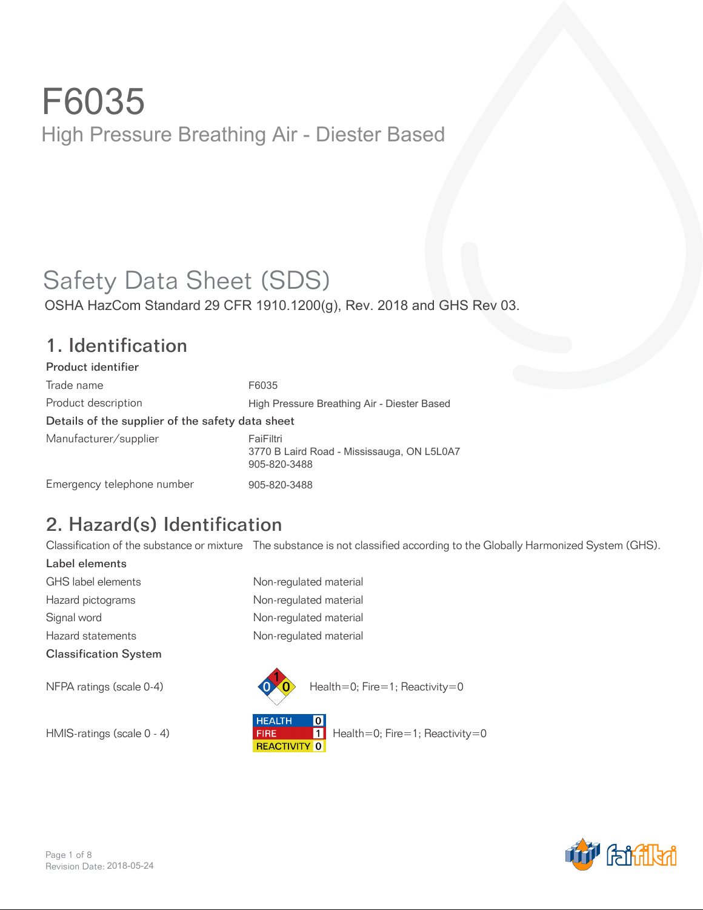# F6035

High Pressure Breathing Air - Diester Based

# Safety Data Sheet (SDS)

OSHA HazCom Standard 29 CFR 1910.1200(g), Rev. 2018 and GHS Rev 03.

## 1. Identification

**Product identifier**

| | |
|---|---|
| Trade name | F6035 |
| Product description | High Pressure Breathing Air - Diester Based |

**Details of the supplier of the safety data sheet**

| | |
|---|---|
| Manufacturer/supplier | FaiFiltri<br>3770 B Laird Road - Mississauga, ON L5L0A7<br>905-820-3488 |
| Emergency telephone number | 905-820-3488 |

## 2. Hazard(s) Identification

| | |
|---|---|
| Classification of the substance or mixture | The substance is not classified according to the Globally Harmonized System (GHS). |

**Label elements**

| | |
|---|---|
| GHS label elements | Non-regulated material |
| Hazard pictograms | Non-regulated material |
| Signal word | Non-regulated material |
| Hazard statements | Non-regulated material |

**Classification System**

| | |
|---|---|
| NFPA ratings (scale 0-4) | Health=0; Fire=1; Reactivity=0 |
| HMIS-ratings (scale 0 - 4) | HEALTH 0<br>FIRE 1<br>REACTIVITY 0<br>Health=0; Fire=1; Reactivity=0 |

Revision Date: 2018-05-24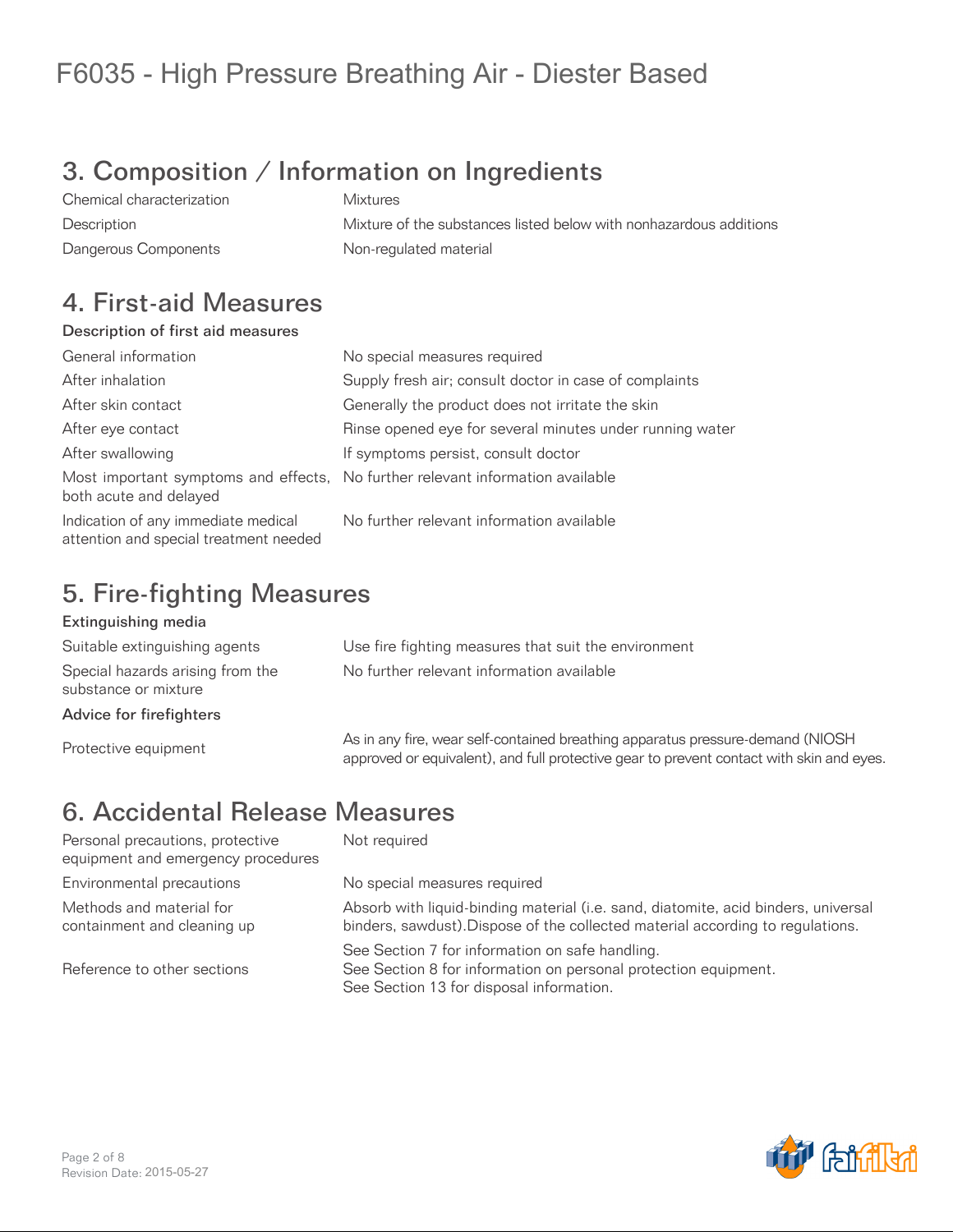# F6035 - High Pressure Breathing Air - Diester Based

## 3. Composition / Information on Ingredients

| | |
|---|---|
| Chemical characterization | Mixtures |
| Description | Mixture of the substances listed below with nonhazardous additions |
| Dangerous Components | Non-regulated material |

## 4. First-aid Measures

### Description of first aid measures

| | |
|---|---|
| General information | No special measures required |
| After inhalation | Supply fresh air; consult doctor in case of complaints |
| After skin contact | Generally the product does not irritate the skin |
| After eye contact | Rinse opened eye for several minutes under running water |
| After swallowing | If symptoms persist, consult doctor |
| Most important symptoms and effects, both acute and delayed | No further relevant information available |
| Indication of any immediate medical attention and special treatment needed | No further relevant information available |

## 5. Fire-fighting Measures

### Extinguishing media

| | |
|---|---|
| Suitable extinguishing agents | Use fire fighting measures that suit the environment |
| Special hazards arising from the substance or mixture | No further relevant information available |

### Advice for firefighters

| | |
|---|---|
| Protective equipment | As in any fire, wear self-contained breathing apparatus pressure-demand (NIOSH approved or equivalent), and full protective gear to prevent contact with skin and eyes. |

## 6. Accidental Release Measures

| | |
|---|---|
| Personal precautions, protective equipment and emergency procedures | Not required |
| Environmental precautions | No special measures required |
| Methods and material for containment and cleaning up | Absorb with liquid-binding material (i.e. sand, diatomite, acid binders, universal binders, sawdust).Dispose of the collected material according to regulations. |
| Reference to other sections | See Section 7 for information on safe handling.<br>See Section 8 for information on personal protection equipment.<br>See Section 13 for disposal information. |

Revision Date: 2015-05-27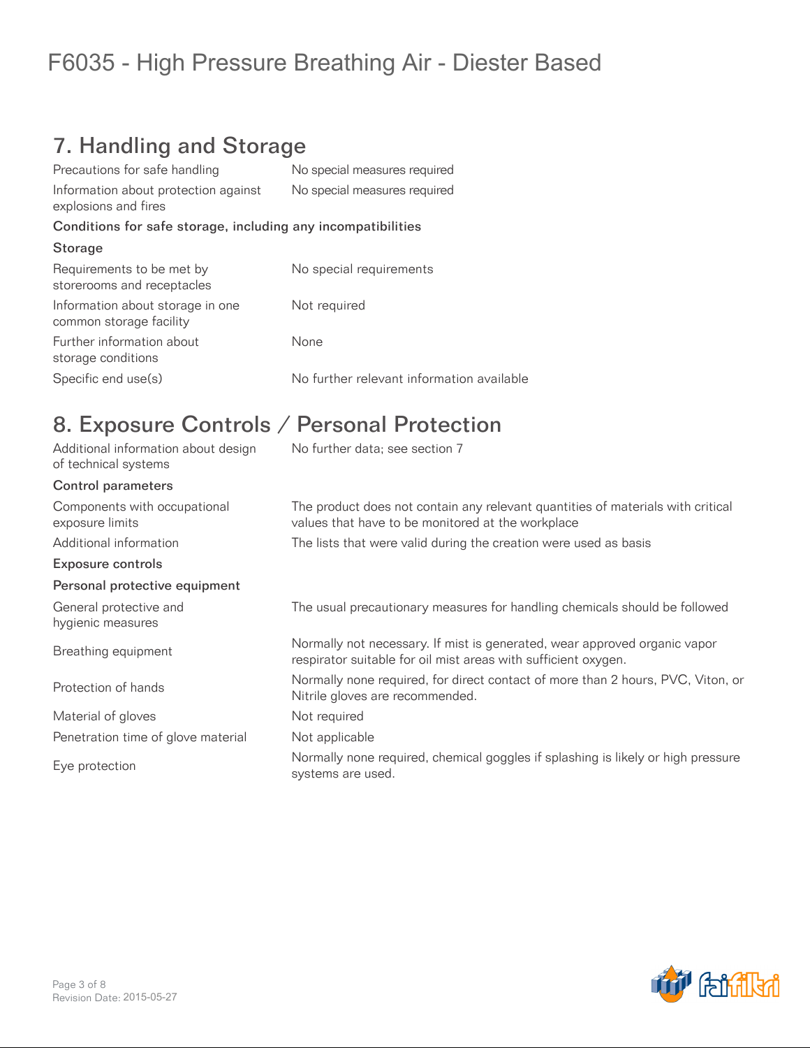# F6035 - High Pressure Breathing Air - Diester Based

## 7. Handling and Storage

| | |
|---|---|
| Precautions for safe handling | No special measures required |
| Information about protection against explosions and fires | No special measures required |

**Conditions for safe storage, including any incompatibilities**

**Storage**

| | |
|---|---|
| Requirements to be met by storerooms and receptacles | No special requirements |
| Information about storage in one common storage facility | Not required |
| Further information about storage conditions | None |
| Specific end use(s) | No further relevant information available |

## 8. Exposure Controls / Personal Protection

| | |
|---|---|
| Additional information about design of technical systems | No further data; see section 7 |

**Control parameters**

| | |
|---|---|
| Components with occupational exposure limits | The product does not contain any relevant quantities of materials with critical values that have to be monitored at the workplace |
| Additional information | The lists that were valid during the creation were used as basis |

**Exposure controls**

**Personal protective equipment**

| | |
|---|---|
| General protective and hygienic measures | The usual precautionary measures for handling chemicals should be followed |
| Breathing equipment | Normally not necessary. If mist is generated, wear approved organic vapor respirator suitable for oil mist areas with sufficient oxygen. |
| Protection of hands | Normally none required, for direct contact of more than 2 hours, PVC, Viton, or Nitrile gloves are recommended. |
| Material of gloves | Not required |
| Penetration time of glove material | Not applicable |
| Eye protection | Normally none required, chemical goggles if splashing is likely or high pressure systems are used. |

Revision Date: 2015-05-27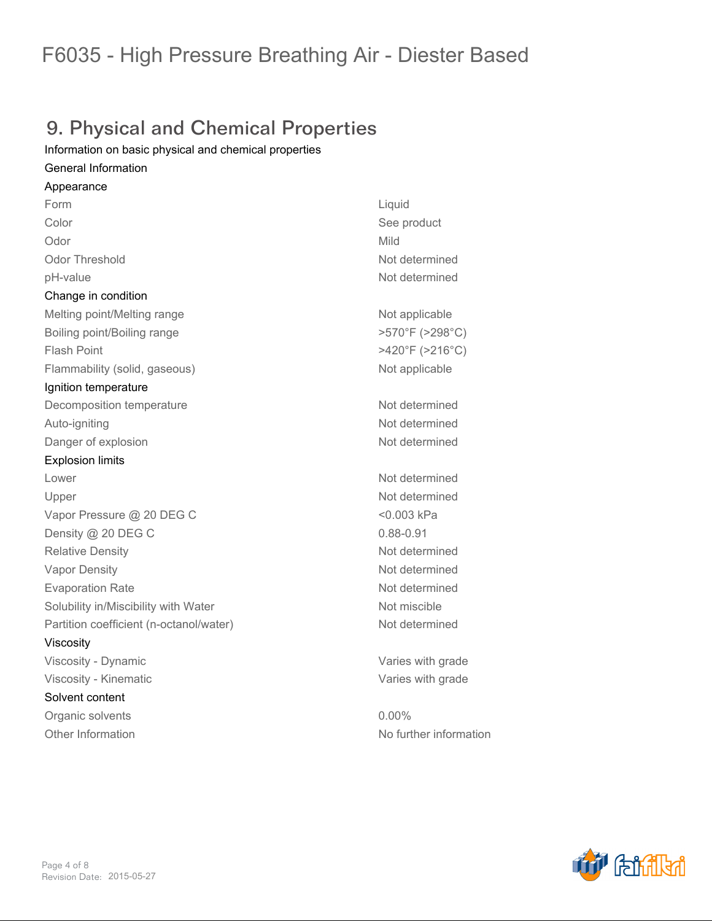# F6035 - High Pressure Breathing Air - Diester Based

## 9. Physical and Chemical Properties

Information on basic physical and chemical properties

General Information

Appearance

| | |
|---|---|
| Form | Liquid |
| Color | See product |
| Odor | Mild |
| Odor Threshold | Not determined |
| pH-value | Not determined |

Change in condition

| | |
|---|---|
| Melting point/Melting range | Not applicable |
| Boiling point/Boiling range | >570°F (>298°C) |
| Flash Point | >420°F (>216°C) |
| Flammability (solid, gaseous) | Not applicable |

Ignition temperature

| | |
|---|---|
| Decomposition temperature | Not determined |
| Auto-igniting | Not determined |
| Danger of explosion | Not determined |

Explosion limits

| | |
|---|---|
| Lower | Not determined |
| Upper | Not determined |
| Vapor Pressure @ 20 DEG C | <0.003 kPa |
| Density @ 20 DEG C | 0.88-0.91 |
| Relative Density | Not determined |
| Vapor Density | Not determined |
| Evaporation Rate | Not determined |
| Solubility in/Miscibility with Water | Not miscible |
| Partition coefficient (n-octanol/water) | Not determined |

Viscosity

| | |
|---|---|
| Viscosity - Dynamic | Varies with grade |
| Viscosity - Kinematic | Varies with grade |

Solvent content

| | |
|---|---|
| Organic solvents | 0.00% |
| Other Information | No further information |

Revision Date: 2015-05-27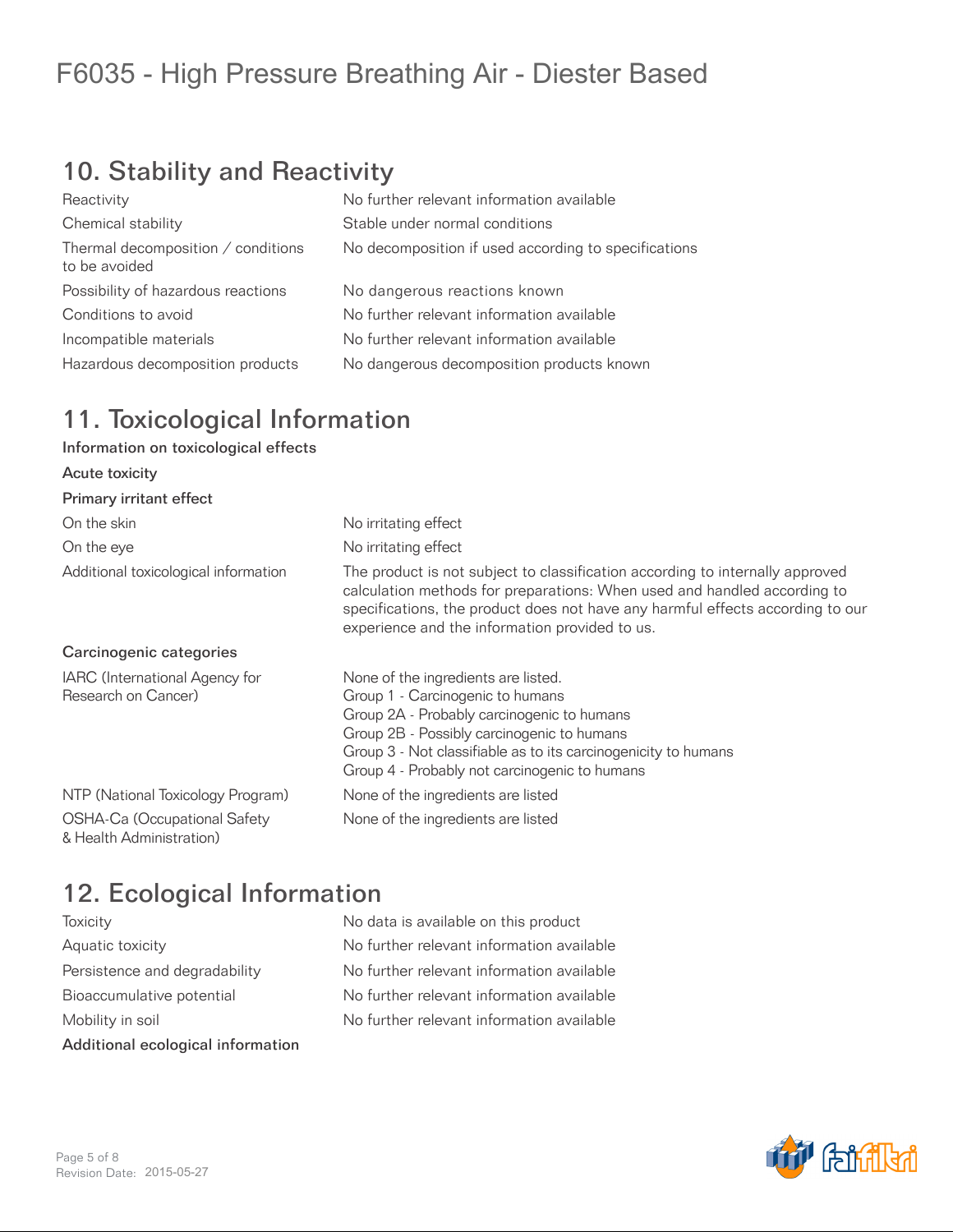## 10. Stability and Reactivity

| | |
|---|---|
| Reactivity | No further relevant information available |
| Chemical stability | Stable under normal conditions |
| Thermal decomposition / conditions to be avoided | No decomposition if used according to specifications |
| Possibility of hazardous reactions | No dangerous reactions known |
| Conditions to avoid | No further relevant information available |
| Incompatible materials | No further relevant information available |
| Hazardous decomposition products | No dangerous decomposition products known |

## 11. Toxicological Information

**Information on toxicological effects**

**Acute toxicity**

**Primary irritant effect**

| | |
|---|---|
| On the skin | No irritating effect |
| On the eye | No irritating effect |
| Additional toxicological information | The product is not subject to classification according to internally approved calculation methods for preparations: When used and handled according to specifications, the product does not have any harmful effects according to our experience and the information provided to us. |

**Carcinogenic categories**

| | |
|---|---|
| IARC (International Agency for Research on Cancer) | None of the ingredients are listed.<br>Group 1 - Carcinogenic to humans<br>Group 2A - Probably carcinogenic to humans<br>Group 2B - Possibly carcinogenic to humans<br>Group 3 - Not classifiable as to its carcinogenicity to humans<br>Group 4 - Probably not carcinogenic to humans |
| NTP (National Toxicology Program) | None of the ingredients are listed |
| OSHA-Ca (Occupational Safety & Health Administration) | None of the ingredients are listed |

## 12. Ecological Information

| | |
|---|---|
| Toxicity | No data is available on this product |
| Aquatic toxicity | No further relevant information available |
| Persistence and degradability | No further relevant information available |
| Bioaccumulative potential | No further relevant information available |
| Mobility in soil | No further relevant information available |

**Additional ecological information**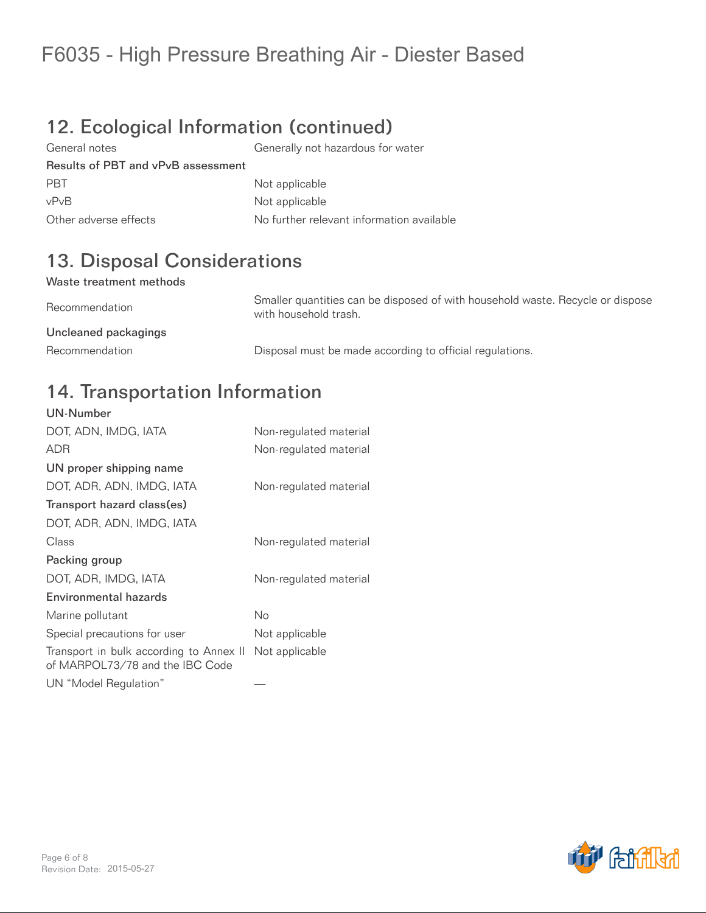## 12. Ecological Information (continued)

| | |
|---|---|
| General notes | Generally not hazardous for water |
| **Results of PBT and vPvB assessment** | |
| PBT | Not applicable |
| vPvB | Not applicable |
| Other adverse effects | No further relevant information available |

## 13. Disposal Considerations

| | |
|---|---|
| **Waste treatment methods** | |
| Recommendation | Smaller quantities can be disposed of with household waste. Recycle or dispose with household trash. |
| **Uncleaned packagings** | |
| Recommendation | Disposal must be made according to official regulations. |

## 14. Transportation Information

| | |
|---|---|
| **UN-Number** | |
| DOT, ADN, IMDG, IATA | Non-regulated material |
| ADR | Non-regulated material |
| **UN proper shipping name** | |
| DOT, ADR, ADN, IMDG, IATA | Non-regulated material |
| **Transport hazard class(es)** | |
| DOT, ADR, ADN, IMDG, IATA | |
| Class | Non-regulated material |
| **Packing group** | |
| DOT, ADR, IMDG, IATA | Non-regulated material |
| **Environmental hazards** | |
| Marine pollutant | No |
| Special precautions for user | Not applicable |
| Transport in bulk according to Annex II of MARPOL73/78 and the IBC Code | Not applicable |
| UN "Model Regulation" | — |

Revision Date: 2015-05-27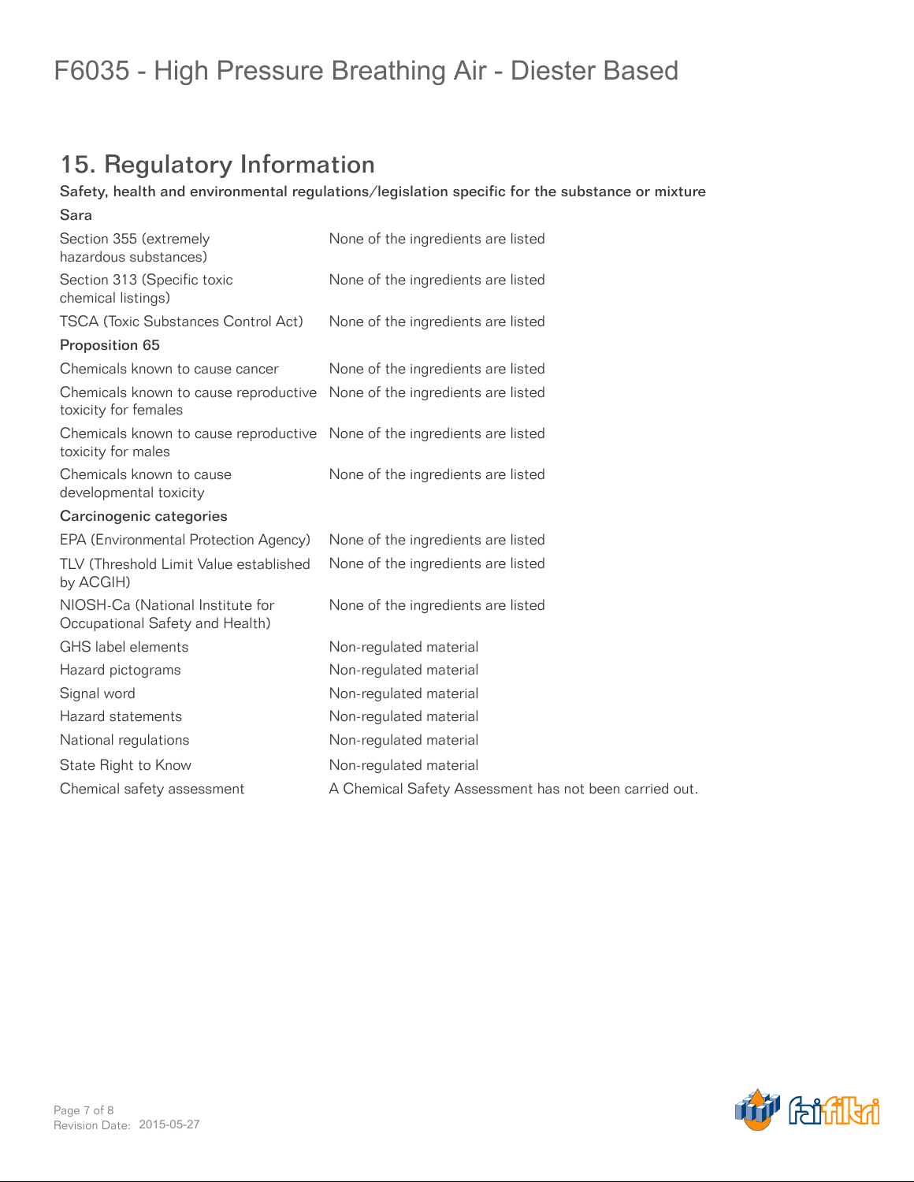# F6035 - High Pressure Breathing Air - Diester Based

## 15. Regulatory Information

**Safety, health and environmental regulations/legislation specific for the substance or mixture**

**Sara**

| | |
|---|---|
| Section 355 (extremely hazardous substances) | None of the ingredients are listed |
| Section 313 (Specific toxic chemical listings) | None of the ingredients are listed |
| TSCA (Toxic Substances Control Act) | None of the ingredients are listed |

**Proposition 65**

| | |
|---|---|
| Chemicals known to cause cancer | None of the ingredients are listed |
| Chemicals known to cause reproductive toxicity for females | None of the ingredients are listed |
| Chemicals known to cause reproductive toxicity for males | None of the ingredients are listed |
| Chemicals known to cause developmental toxicity | None of the ingredients are listed |

**Carcinogenic categories**

| | |
|---|---|
| EPA (Environmental Protection Agency) | None of the ingredients are listed |
| TLV (Threshold Limit Value established by ACGIH) | None of the ingredients are listed |
| NIOSH-Ca (National Institute for Occupational Safety and Health) | None of the ingredients are listed |
| GHS label elements | Non-regulated material |
| Hazard pictograms | Non-regulated material |
| Signal word | Non-regulated material |
| Hazard statements | Non-regulated material |
| National regulations | Non-regulated material |
| State Right to Know | Non-regulated material |
| Chemical safety assessment | A Chemical Safety Assessment has not been carried out. |

Revision Date: 2015-05-27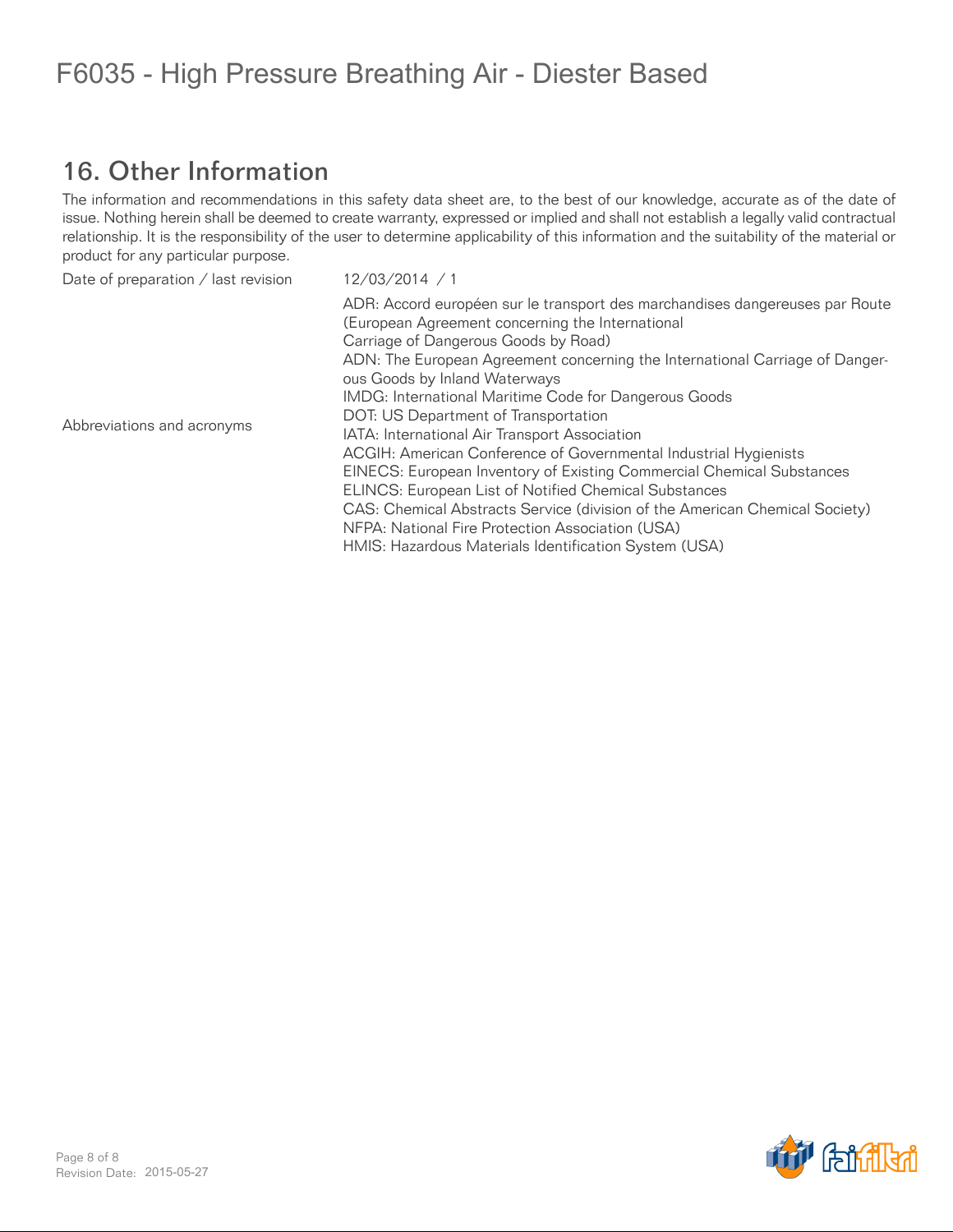## 16. Other Information

The information and recommendations in this safety data sheet are, to the best of our knowledge, accurate as of the date of issue. Nothing herein shall be deemed to create warranty, expressed or implied and shall not establish a legally valid contractual relationship. It is the responsibility of the user to determine applicability of this information and the suitability of the material or product for any particular purpose.

| | |
|---|---|
| Date of preparation / last revision | 12/03/2014 / 1 |
| Abbreviations and acronyms | ADR: Accord européen sur le transport des marchandises dangereuses par Route (European Agreement concerning the International Carriage of Dangerous Goods by Road)<br>ADN: The European Agreement concerning the International Carriage of Dangerous Goods by Inland Waterways<br>IMDG: International Maritime Code for Dangerous Goods<br>DOT: US Department of Transportation<br>IATA: International Air Transport Association<br>ACGIH: American Conference of Governmental Industrial Hygienists<br>EINECS: European Inventory of Existing Commercial Chemical Substances<br>ELINCS: European List of Notified Chemical Substances<br>CAS: Chemical Abstracts Service (division of the American Chemical Society)<br>NFPA: National Fire Protection Association (USA)<br>HMIS: Hazardous Materials Identification System (USA) |